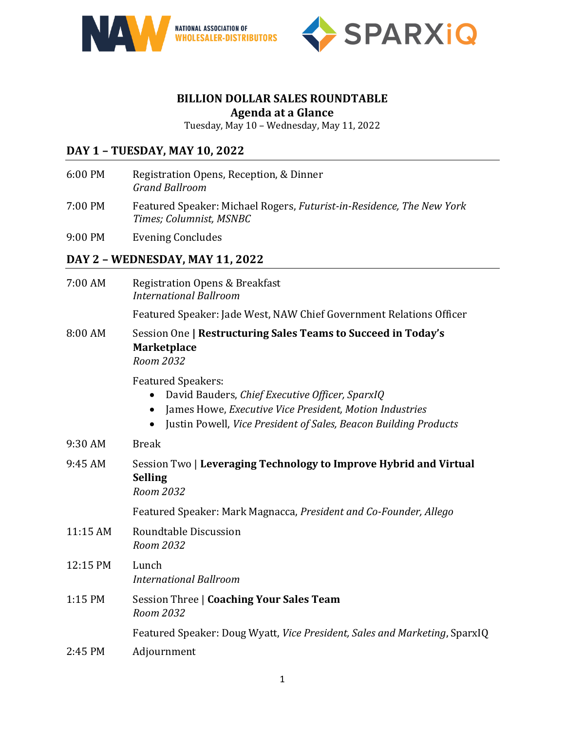# BILLION DOLLAR SALES ROUNDTABLE

## Agenda at a Glance

Tuesday, May 10 – Wednesday, May 11, 2022

## DAY 1 – TUESDAY, MAY 10, 2022

6:00 PM Registration Opens, Reception, & Dinner
*Grand Ballroom*

7:00 PM Featured Speaker: Michael Rogers, *Futurist-in-Residence, The New York Times; Columnist, MSNBC*

9:00 PM Evening Concludes

## DAY 2 – WEDNESDAY, MAY 11, 2022

7:00 AM Registration Opens & Breakfast
*International Ballroom*

Featured Speaker: Jade West, NAW Chief Government Relations Officer

8:00 AM Session One **| Restructuring Sales Teams to Succeed in Today's Marketplace**
*Room 2032*

Featured Speakers:

- David Bauders, *Chief Executive Officer, SparxIQ*
- James Howe, *Executive Vice President, Motion Industries*
- Justin Powell, *Vice President of Sales, Beacon Building Products*

9:30 AM Break

9:45 AM Session Two | **Leveraging Technology to Improve Hybrid and Virtual Selling**
*Room 2032*

Featured Speaker: Mark Magnacca, *President and Co-Founder, Allego*

11:15 AM Roundtable Discussion
*Room 2032*

12:15 PM Lunch
*International Ballroom*

1:15 PM Session Three | **Coaching Your Sales Team**
*Room 2032*

Featured Speaker: Doug Wyatt, *Vice President, Sales and Marketing*, SparxIQ

2:45 PM Adjournment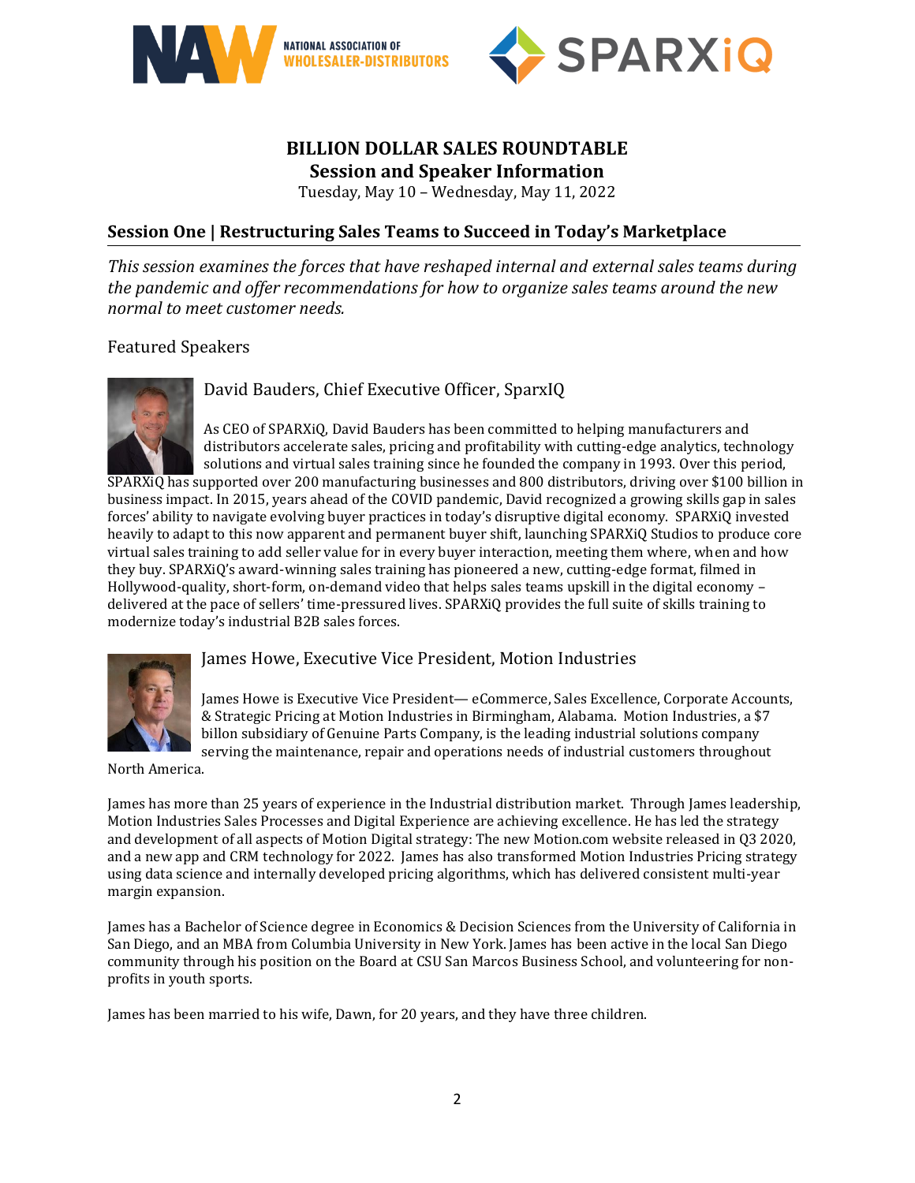# BILLION DOLLAR SALES ROUNDTABLE
## Session and Speaker Information

Tuesday, May 10 – Wednesday, May 11, 2022

## Session One | Restructuring Sales Teams to Succeed in Today's Marketplace

*This session examines the forces that have reshaped internal and external sales teams during the pandemic and offer recommendations for how to organize sales teams around the new normal to meet customer needs.*

Featured Speakers

### David Bauders, Chief Executive Officer, SparxIQ

As CEO of SPARXiQ, David Bauders has been committed to helping manufacturers and distributors accelerate sales, pricing and profitability with cutting-edge analytics, technology solutions and virtual sales training since he founded the company in 1993. Over this period, SPARXiQ has supported over 200 manufacturing businesses and 800 distributors, driving over $100 billion in business impact. In 2015, years ahead of the COVID pandemic, David recognized a growing skills gap in sales forces' ability to navigate evolving buyer practices in today's disruptive digital economy. SPARXiQ invested heavily to adapt to this now apparent and permanent buyer shift, launching SPARXiQ Studios to produce core virtual sales training to add seller value for in every buyer interaction, meeting them where, when and how they buy. SPARXiQ's award-winning sales training has pioneered a new, cutting-edge format, filmed in Hollywood-quality, short-form, on-demand video that helps sales teams upskill in the digital economy – delivered at the pace of sellers' time-pressured lives. SPARXiQ provides the full suite of skills training to modernize today's industrial B2B sales forces.

### James Howe, Executive Vice President, Motion Industries

James Howe is Executive Vice President— eCommerce, Sales Excellence, Corporate Accounts, & Strategic Pricing at Motion Industries in Birmingham, Alabama. Motion Industries, a $7 billon subsidiary of Genuine Parts Company, is the leading industrial solutions company serving the maintenance, repair and operations needs of industrial customers throughout North America.

James has more than 25 years of experience in the Industrial distribution market. Through James leadership, Motion Industries Sales Processes and Digital Experience are achieving excellence. He has led the strategy and development of all aspects of Motion Digital strategy: The new Motion.com website released in Q3 2020, and a new app and CRM technology for 2022. James has also transformed Motion Industries Pricing strategy using data science and internally developed pricing algorithms, which has delivered consistent multi-year margin expansion.

James has a Bachelor of Science degree in Economics & Decision Sciences from the University of California in San Diego, and an MBA from Columbia University in New York. James has been active in the local San Diego community through his position on the Board at CSU San Marcos Business School, and volunteering for non-profits in youth sports.

James has been married to his wife, Dawn, for 20 years, and they have three children.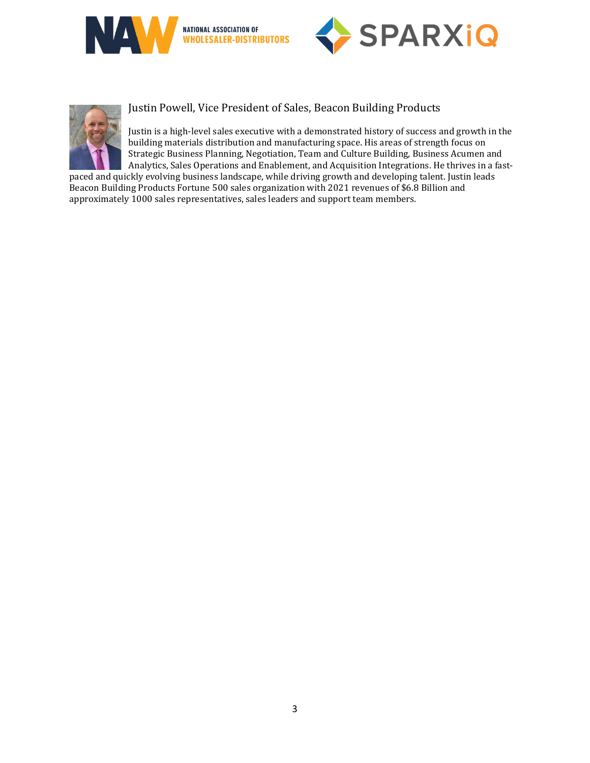## Justin Powell, Vice President of Sales, Beacon Building Products

Justin is a high-level sales executive with a demonstrated history of success and growth in the building materials distribution and manufacturing space. His areas of strength focus on Strategic Business Planning, Negotiation, Team and Culture Building, Business Acumen and Analytics, Sales Operations and Enablement, and Acquisition Integrations. He thrives in a fast-paced and quickly evolving business landscape, while driving growth and developing talent. Justin leads Beacon Building Products Fortune 500 sales organization with 2021 revenues of $6.8 Billion and approximately 1000 sales representatives, sales leaders and support team members.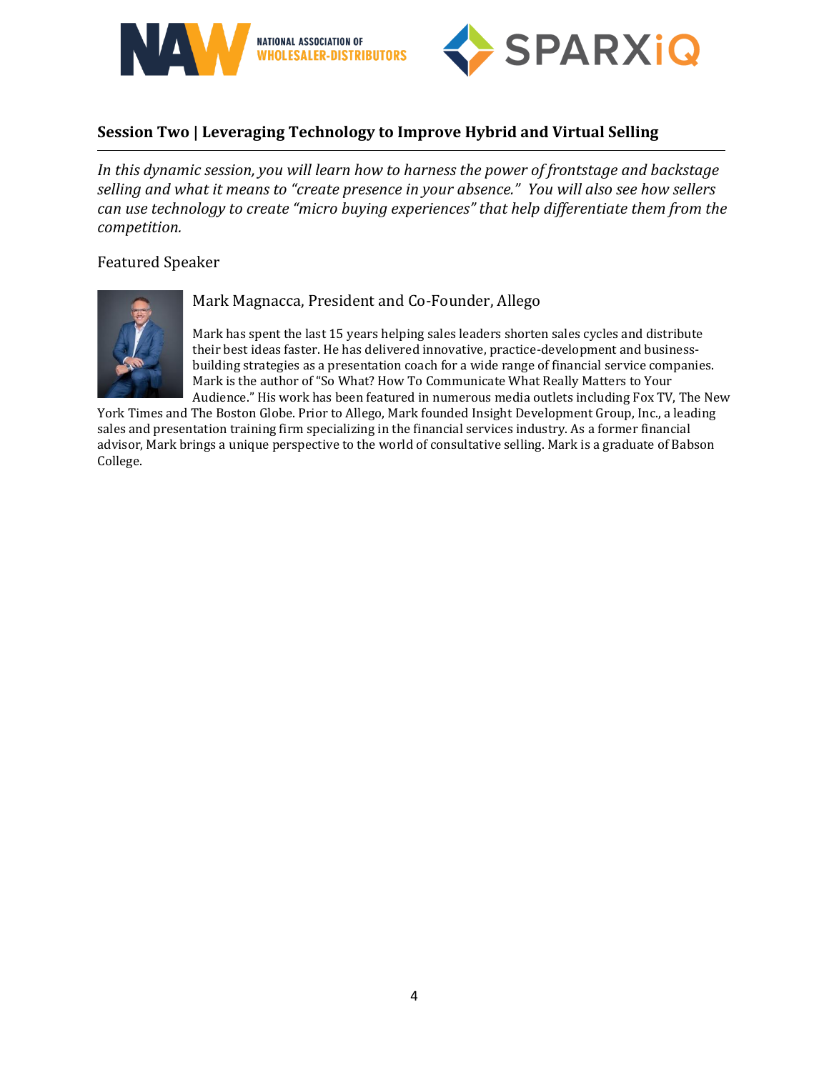## Session Two | Leveraging Technology to Improve Hybrid and Virtual Selling

*In this dynamic session, you will learn how to harness the power of frontstage and backstage selling and what it means to "create presence in your absence." You will also see how sellers can use technology to create "micro buying experiences" that help differentiate them from the competition.*

Featured Speaker

Mark Magnacca, President and Co-Founder, Allego

Mark has spent the last 15 years helping sales leaders shorten sales cycles and distribute their best ideas faster. He has delivered innovative, practice-development and business-building strategies as a presentation coach for a wide range of financial service companies. Mark is the author of "So What? How To Communicate What Really Matters to Your Audience." His work has been featured in numerous media outlets including Fox TV, The New York Times and The Boston Globe. Prior to Allego, Mark founded Insight Development Group, Inc., a leading sales and presentation training firm specializing in the financial services industry. As a former financial advisor, Mark brings a unique perspective to the world of consultative selling. Mark is a graduate of Babson College.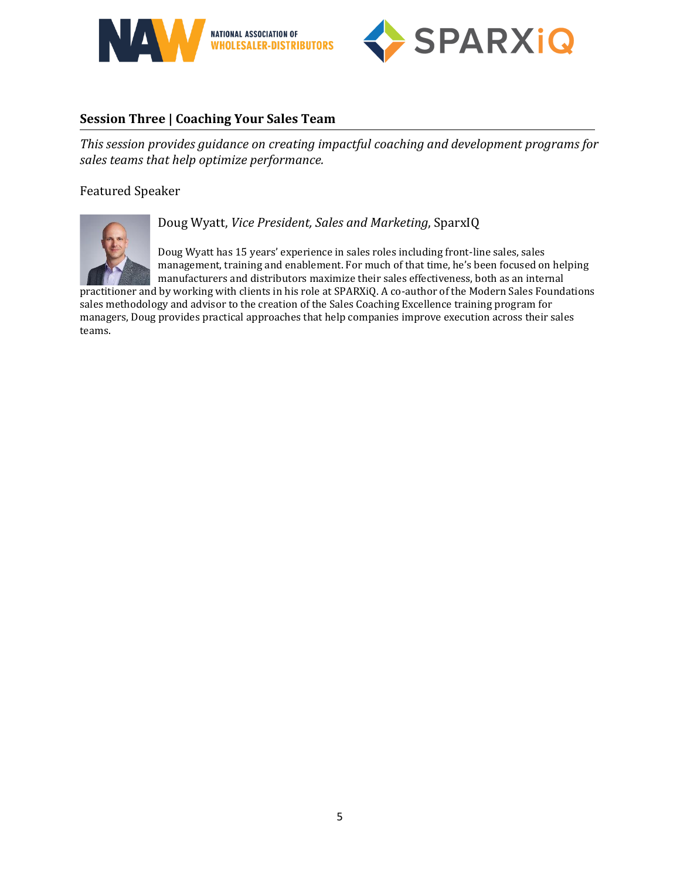## Session Three | Coaching Your Sales Team

*This session provides guidance on creating impactful coaching and development programs for sales teams that help optimize performance.*

Featured Speaker

Doug Wyatt, *Vice President, Sales and Marketing*, SparxIQ

Doug Wyatt has 15 years' experience in sales roles including front-line sales, sales management, training and enablement. For much of that time, he's been focused on helping manufacturers and distributors maximize their sales effectiveness, both as an internal practitioner and by working with clients in his role at SPARXiQ. A co-author of the Modern Sales Foundations sales methodology and advisor to the creation of the Sales Coaching Excellence training program for managers, Doug provides practical approaches that help companies improve execution across their sales teams.